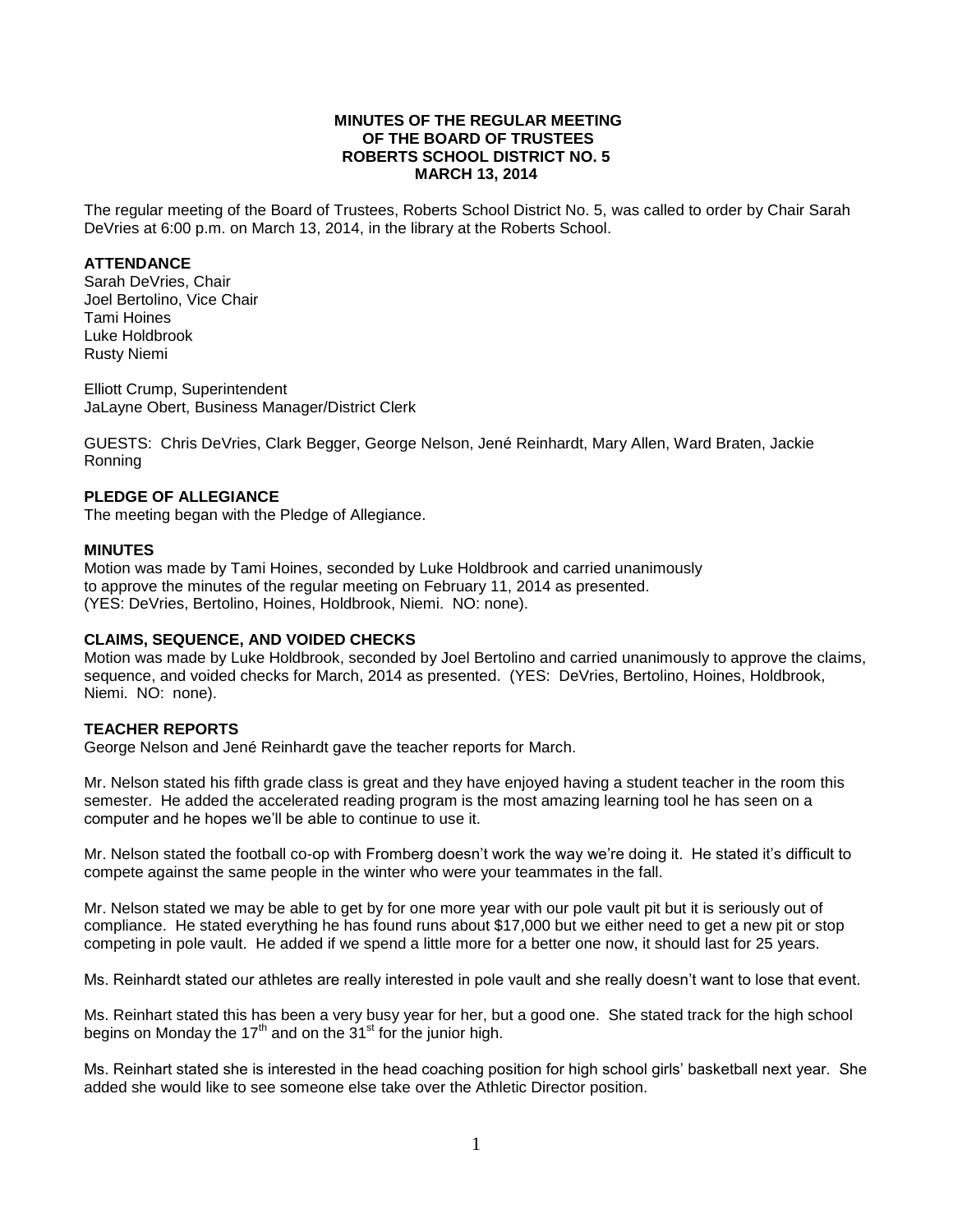# MINUTES OF THE REGULAR MEETING
# OF THE BOARD OF TRUSTEES
# ROBERTS SCHOOL DISTRICT NO. 5
# MARCH 13, 2014

The regular meeting of the Board of Trustees, Roberts School District No. 5, was called to order by Chair Sarah DeVries at 6:00 p.m. on March 13, 2014, in the library at the Roberts School.

**ATTENDANCE**

Sarah DeVries, Chair
Joel Bertolino, Vice Chair
Tami Hoines
Luke Holdbrook
Rusty Niemi

Elliott Crump, Superintendent
JaLayne Obert, Business Manager/District Clerk

GUESTS: Chris DeVries, Clark Begger, George Nelson, Jené Reinhardt, Mary Allen, Ward Braten, Jackie Ronning

**PLEDGE OF ALLEGIANCE**

The meeting began with the Pledge of Allegiance.

**MINUTES**

Motion was made by Tami Hoines, seconded by Luke Holdbrook and carried unanimously to approve the minutes of the regular meeting on February 11, 2014 as presented. (YES: DeVries, Bertolino, Hoines, Holdbrook, Niemi. NO: none).

**CLAIMS, SEQUENCE, AND VOIDED CHECKS**

Motion was made by Luke Holdbrook, seconded by Joel Bertolino and carried unanimously to approve the claims, sequence, and voided checks for March, 2014 as presented. (YES: DeVries, Bertolino, Hoines, Holdbrook, Niemi. NO: none).

**TEACHER REPORTS**

George Nelson and Jené Reinhardt gave the teacher reports for March.

Mr. Nelson stated his fifth grade class is great and they have enjoyed having a student teacher in the room this semester. He added the accelerated reading program is the most amazing learning tool he has seen on a computer and he hopes we'll be able to continue to use it.

Mr. Nelson stated the football co-op with Fromberg doesn't work the way we're doing it. He stated it's difficult to compete against the same people in the winter who were your teammates in the fall.

Mr. Nelson stated we may be able to get by for one more year with our pole vault pit but it is seriously out of compliance. He stated everything he has found runs about $17,000 but we either need to get a new pit or stop competing in pole vault. He added if we spend a little more for a better one now, it should last for 25 years.

Ms. Reinhardt stated our athletes are really interested in pole vault and she really doesn't want to lose that event.

Ms. Reinhart stated this has been a very busy year for her, but a good one. She stated track for the high school begins on Monday the 17th and on the 31st for the junior high.

Ms. Reinhart stated she is interested in the head coaching position for high school girls' basketball next year. She added she would like to see someone else take over the Athletic Director position.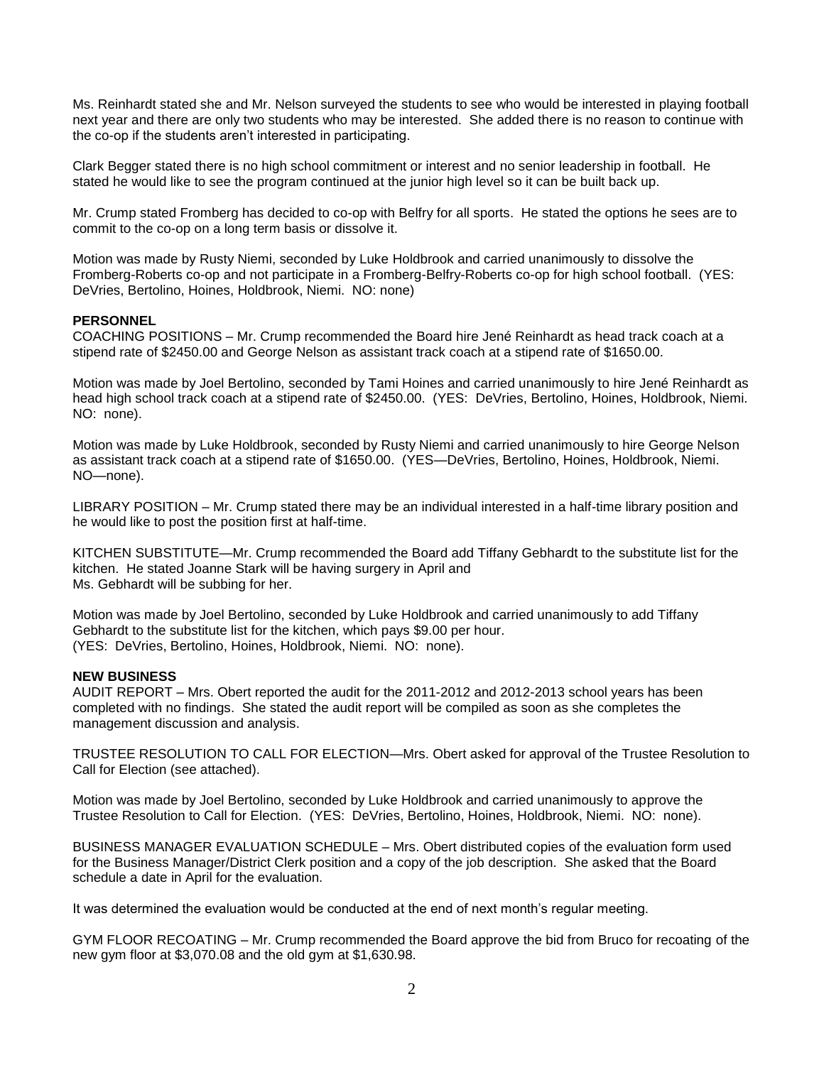Ms. Reinhardt stated she and Mr. Nelson surveyed the students to see who would be interested in playing football next year and there are only two students who may be interested. She added there is no reason to continue with the co-op if the students aren't interested in participating.

Clark Begger stated there is no high school commitment or interest and no senior leadership in football. He stated he would like to see the program continued at the junior high level so it can be built back up.

Mr. Crump stated Fromberg has decided to co-op with Belfry for all sports. He stated the options he sees are to commit to the co-op on a long term basis or dissolve it.

Motion was made by Rusty Niemi, seconded by Luke Holdbrook and carried unanimously to dissolve the Fromberg-Roberts co-op and not participate in a Fromberg-Belfry-Roberts co-op for high school football. (YES: DeVries, Bertolino, Hoines, Holdbrook, Niemi. NO: none)

**PERSONNEL**

COACHING POSITIONS – Mr. Crump recommended the Board hire Jené Reinhardt as head track coach at a stipend rate of $2450.00 and George Nelson as assistant track coach at a stipend rate of $1650.00.

Motion was made by Joel Bertolino, seconded by Tami Hoines and carried unanimously to hire Jené Reinhardt as head high school track coach at a stipend rate of $2450.00. (YES: DeVries, Bertolino, Hoines, Holdbrook, Niemi. NO: none).

Motion was made by Luke Holdbrook, seconded by Rusty Niemi and carried unanimously to hire George Nelson as assistant track coach at a stipend rate of $1650.00. (YES—DeVries, Bertolino, Hoines, Holdbrook, Niemi. NO—none).

LIBRARY POSITION – Mr. Crump stated there may be an individual interested in a half-time library position and he would like to post the position first at half-time.

KITCHEN SUBSTITUTE—Mr. Crump recommended the Board add Tiffany Gebhardt to the substitute list for the kitchen. He stated Joanne Stark will be having surgery in April and Ms. Gebhardt will be subbing for her.

Motion was made by Joel Bertolino, seconded by Luke Holdbrook and carried unanimously to add Tiffany Gebhardt to the substitute list for the kitchen, which pays $9.00 per hour. (YES: DeVries, Bertolino, Hoines, Holdbrook, Niemi. NO: none).

**NEW BUSINESS**

AUDIT REPORT – Mrs. Obert reported the audit for the 2011-2012 and 2012-2013 school years has been completed with no findings. She stated the audit report will be compiled as soon as she completes the management discussion and analysis.

TRUSTEE RESOLUTION TO CALL FOR ELECTION—Mrs. Obert asked for approval of the Trustee Resolution to Call for Election (see attached).

Motion was made by Joel Bertolino, seconded by Luke Holdbrook and carried unanimously to approve the Trustee Resolution to Call for Election. (YES: DeVries, Bertolino, Hoines, Holdbrook, Niemi. NO: none).

BUSINESS MANAGER EVALUATION SCHEDULE – Mrs. Obert distributed copies of the evaluation form used for the Business Manager/District Clerk position and a copy of the job description. She asked that the Board schedule a date in April for the evaluation.

It was determined the evaluation would be conducted at the end of next month's regular meeting.

GYM FLOOR RECOATING – Mr. Crump recommended the Board approve the bid from Bruco for recoating of the new gym floor at $3,070.08 and the old gym at $1,630.98.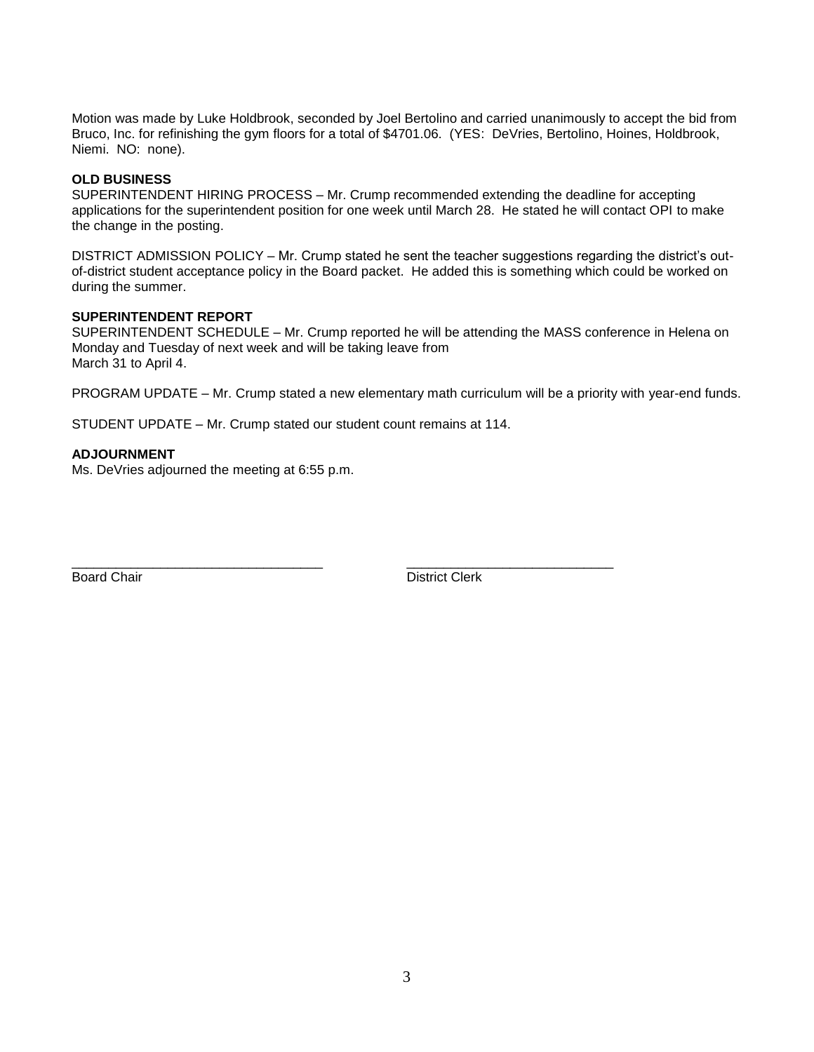Motion was made by Luke Holdbrook, seconded by Joel Bertolino and carried unanimously to accept the bid from Bruco, Inc. for refinishing the gym floors for a total of $4701.06. (YES: DeVries, Bertolino, Hoines, Holdbrook, Niemi. NO: none).

**OLD BUSINESS**

SUPERINTENDENT HIRING PROCESS – Mr. Crump recommended extending the deadline for accepting applications for the superintendent position for one week until March 28. He stated he will contact OPI to make the change in the posting.

DISTRICT ADMISSION POLICY – Mr. Crump stated he sent the teacher suggestions regarding the district's out-of-district student acceptance policy in the Board packet. He added this is something which could be worked on during the summer.

**SUPERINTENDENT REPORT**

SUPERINTENDENT SCHEDULE – Mr. Crump reported he will be attending the MASS conference in Helena on Monday and Tuesday of next week and will be taking leave from March 31 to April 4.

PROGRAM UPDATE – Mr. Crump stated a new elementary math curriculum will be a priority with year-end funds.

STUDENT UPDATE – Mr. Crump stated our student count remains at 114.

**ADJOURNMENT**

Ms. DeVries adjourned the meeting at 6:55 p.m.

\_\_\_\_\_\_\_\_\_\_\_\_\_\_\_\_\_\_\_\_\_\_\_\_\_\_\_\_\_\_\_\_\_\_ &nbsp;&nbsp;&nbsp;&nbsp; \_\_\_\_\_\_\_\_\_\_\_\_\_\_\_\_\_\_\_\_\_\_\_\_\_\_\_\_

Board Chair &nbsp;&nbsp;&nbsp;&nbsp; District Clerk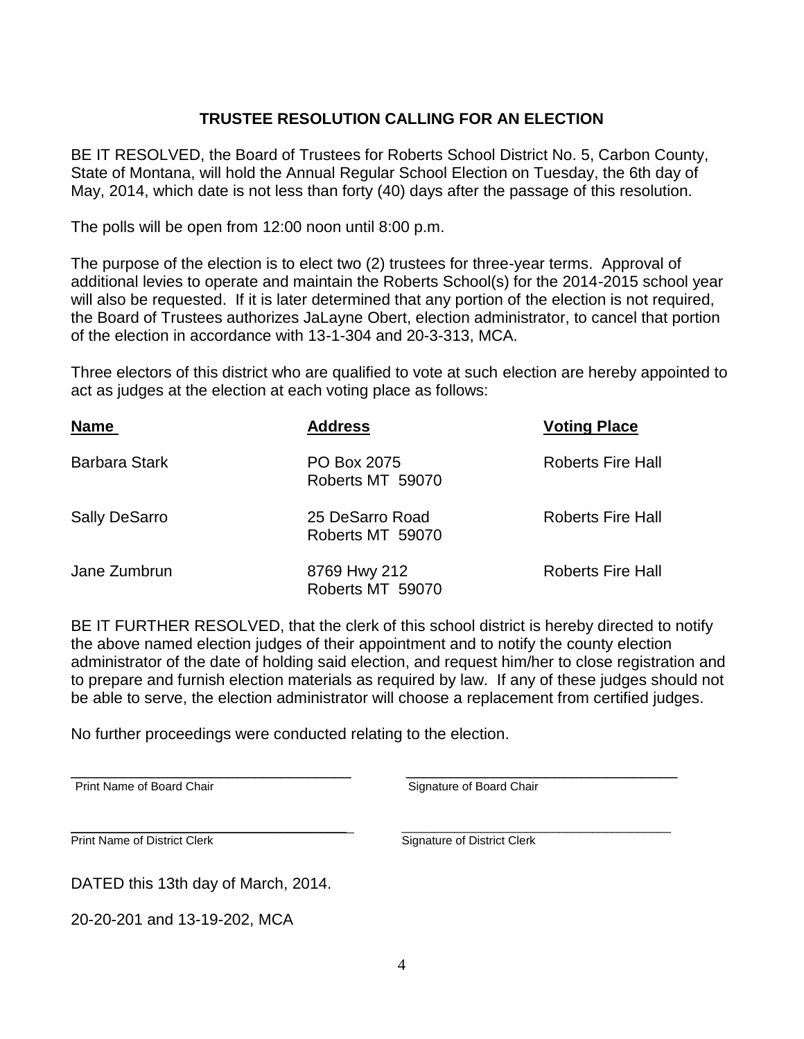## TRUSTEE RESOLUTION CALLING FOR AN ELECTION

BE IT RESOLVED, the Board of Trustees for Roberts School District No. 5, Carbon County, State of Montana, will hold the Annual Regular School Election on Tuesday, the 6th day of May, 2014, which date is not less than forty (40) days after the passage of this resolution.

The polls will be open from 12:00 noon until 8:00 p.m.

The purpose of the election is to elect two (2) trustees for three-year terms. Approval of additional levies to operate and maintain the Roberts School(s) for the 2014-2015 school year will also be requested. If it is later determined that any portion of the election is not required, the Board of Trustees authorizes JaLayne Obert, election administrator, to cancel that portion of the election in accordance with 13-1-304 and 20-3-313, MCA.

Three electors of this district who are qualified to vote at such election are hereby appointed to act as judges at the election at each voting place as follows:

| Name | Address | Voting Place |
|---|---|---|
| Barbara Stark | PO Box 2075<br>Roberts MT 59070 | Roberts Fire Hall |
| Sally DeSarro | 25 DeSarro Road<br>Roberts MT 59070 | Roberts Fire Hall |
| Jane Zumbrun | 8769 Hwy 212<br>Roberts MT 59070 | Roberts Fire Hall |

BE IT FURTHER RESOLVED, that the clerk of this school district is hereby directed to notify the above named election judges of their appointment and to notify the county election administrator of the date of holding said election, and request him/her to close registration and to prepare and furnish election materials as required by law. If any of these judges should not be able to serve, the election administrator will choose a replacement from certified judges.

No further proceedings were conducted relating to the election.

\_\_\_\_\_\_\_\_\_\_\_\_\_\_\_\_\_\_\_\_\_\_\_\_\_\_\_\_\_\_\_\_\_\_ \_\_\_\_\_\_\_\_\_\_\_\_\_\_\_\_\_\_\_\_\_\_\_\_\_\_\_\_\_\_\_\_\_\_
Print Name of Board Chair Signature of Board Chair

\_\_\_\_\_\_\_\_\_\_\_\_\_\_\_\_\_\_\_\_\_\_\_\_\_\_\_\_\_\_\_\_\_\_ \_\_\_\_\_\_\_\_\_\_\_\_\_\_\_\_\_\_\_\_\_\_\_\_\_\_\_\_\_\_\_\_\_\_
Print Name of District Clerk Signature of District Clerk

DATED this 13th day of March, 2014.

20-20-201 and 13-19-202, MCA